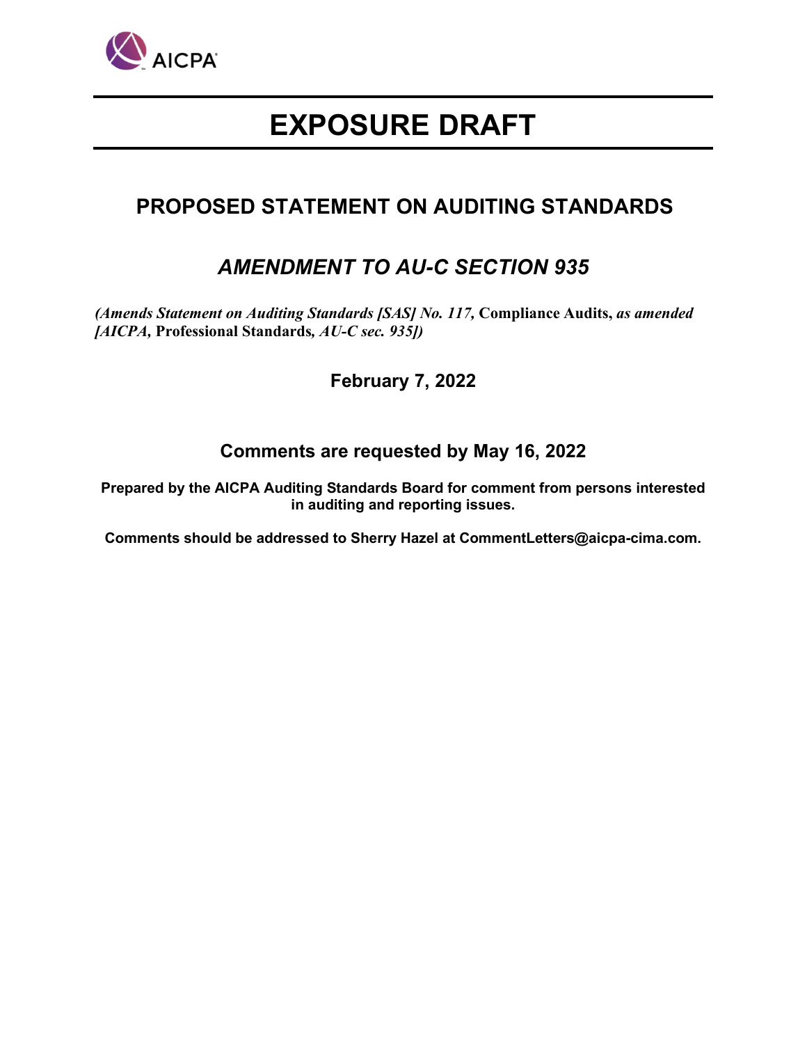AICPA

# EXPOSURE DRAFT

## PROPOSED STATEMENT ON AUDITING STANDARDS

## *AMENDMENT TO AU-C SECTION 935*

*(Amends Statement on Auditing Standards [SAS] No. 117,* **Compliance Audits,** *as amended [AICPA,* **Professional Standards***, AU-C sec. 935])*

**February 7, 2022**

**Comments are requested by May 16, 2022**

**Prepared by the AICPA Auditing Standards Board for comment from persons interested in auditing and reporting issues.**

**Comments should be addressed to Sherry Hazel at CommentLetters@aicpa-cima.com.**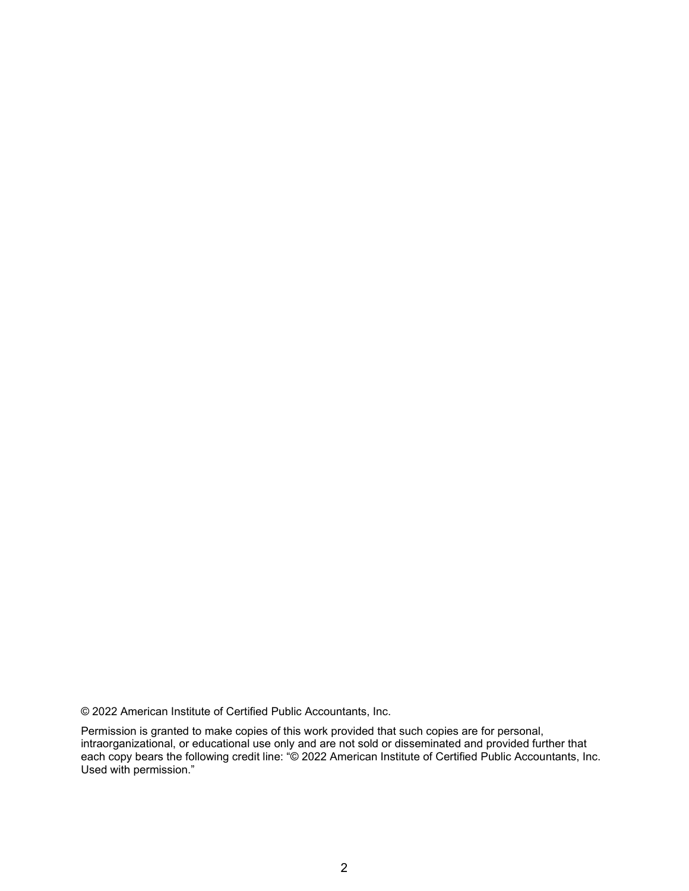© 2022 American Institute of Certified Public Accountants, Inc.

Permission is granted to make copies of this work provided that such copies are for personal, intraorganizational, or educational use only and are not sold or disseminated and provided further that each copy bears the following credit line: "© 2022 American Institute of Certified Public Accountants, Inc. Used with permission."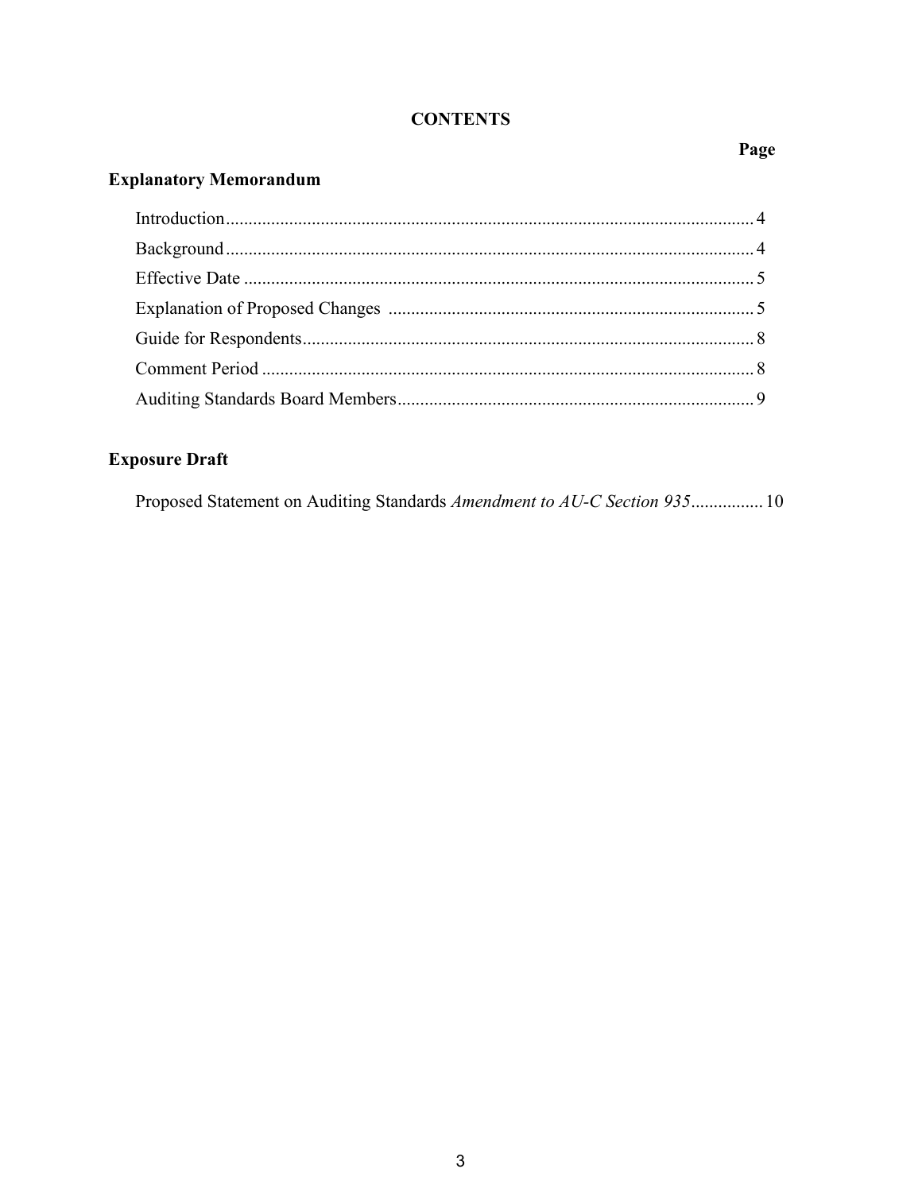# CONTENTS

| | Page |
|---|---|
| **Explanatory Memorandum** | |
| Introduction | 4 |
| Background | 4 |
| Effective Date | 5 |
| Explanation of Proposed Changes | 5 |
| Guide for Respondents | 8 |
| Comment Period | 8 |
| Auditing Standards Board Members | 9 |
| **Exposure Draft** | |
| Proposed Statement on Auditing Standards *Amendment to AU-C Section 935* | 10 |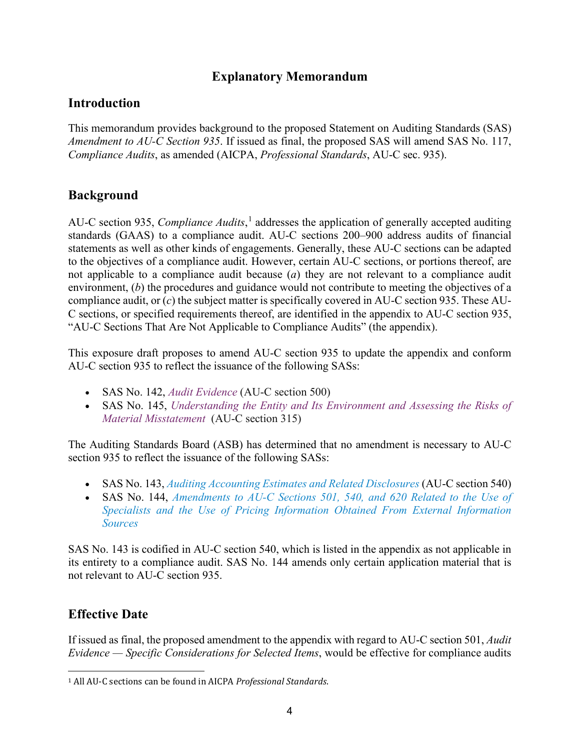# Explanatory Memorandum

## Introduction

This memorandum provides background to the proposed Statement on Auditing Standards (SAS) *Amendment to AU-C Section 935*. If issued as final, the proposed SAS will amend SAS No. 117, *Compliance Audits*, as amended (AICPA, *Professional Standards*, AU-C sec. 935).

## Background

AU-C section 935, *Compliance Audits*,[1] addresses the application of generally accepted auditing standards (GAAS) to a compliance audit. AU-C sections 200–900 address audits of financial statements as well as other kinds of engagements. Generally, these AU-C sections can be adapted to the objectives of a compliance audit. However, certain AU-C sections, or portions thereof, are not applicable to a compliance audit because (*a*) they are not relevant to a compliance audit environment, (*b*) the procedures and guidance would not contribute to meeting the objectives of a compliance audit, or (*c*) the subject matter is specifically covered in AU-C section 935. These AU-C sections, or specified requirements thereof, are identified in the appendix to AU-C section 935, "AU-C Sections That Are Not Applicable to Compliance Audits" (the appendix).

This exposure draft proposes to amend AU-C section 935 to update the appendix and conform AU-C section 935 to reflect the issuance of the following SASs:

- SAS No. 142, *Audit Evidence* (AU-C section 500)
- SAS No. 145, *Understanding the Entity and Its Environment and Assessing the Risks of Material Misstatement* (AU-C section 315)

The Auditing Standards Board (ASB) has determined that no amendment is necessary to AU-C section 935 to reflect the issuance of the following SASs:

- SAS No. 143, *Auditing Accounting Estimates and Related Disclosures* (AU-C section 540)
- SAS No. 144, *Amendments to AU-C Sections 501, 540, and 620 Related to the Use of Specialists and the Use of Pricing Information Obtained From External Information Sources*

SAS No. 143 is codified in AU-C section 540, which is listed in the appendix as not applicable in its entirety to a compliance audit. SAS No. 144 amends only certain application material that is not relevant to AU-C section 935.

## Effective Date

If issued as final, the proposed amendment to the appendix with regard to AU-C section 501, *Audit Evidence — Specific Considerations for Selected Items*, would be effective for compliance audits

[1] All AU-C sections can be found in AICPA *Professional Standards*.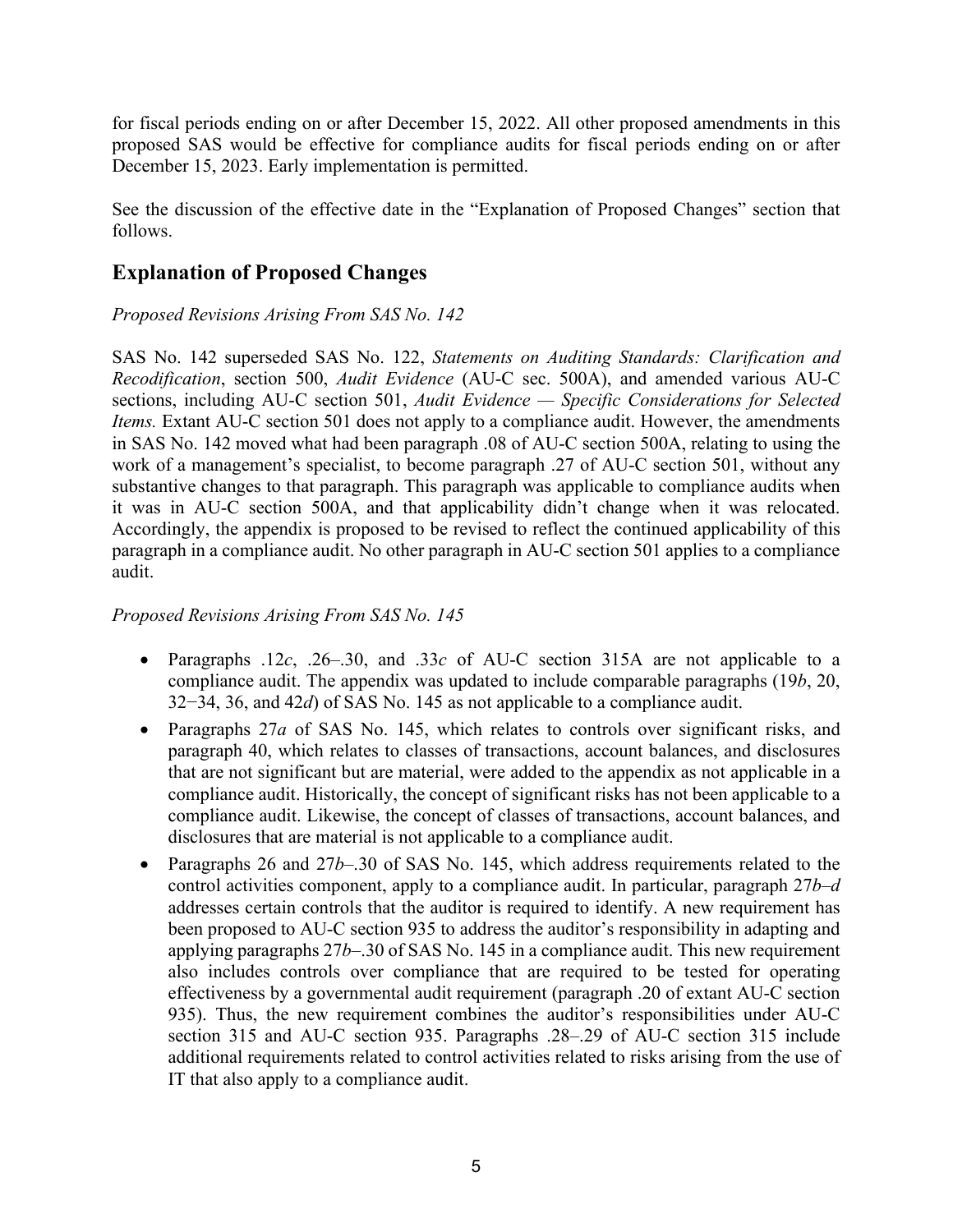for fiscal periods ending on or after December 15, 2022. All other proposed amendments in this proposed SAS would be effective for compliance audits for fiscal periods ending on or after December 15, 2023. Early implementation is permitted.

See the discussion of the effective date in the "Explanation of Proposed Changes" section that follows.

## Explanation of Proposed Changes

*Proposed Revisions Arising From SAS No. 142*

SAS No. 142 superseded SAS No. 122, *Statements on Auditing Standards: Clarification and Recodification*, section 500, *Audit Evidence* (AU-C sec. 500A), and amended various AU-C sections, including AU-C section 501, *Audit Evidence — Specific Considerations for Selected Items.* Extant AU-C section 501 does not apply to a compliance audit. However, the amendments in SAS No. 142 moved what had been paragraph .08 of AU-C section 500A, relating to using the work of a management's specialist, to become paragraph .27 of AU-C section 501, without any substantive changes to that paragraph. This paragraph was applicable to compliance audits when it was in AU-C section 500A, and that applicability didn't change when it was relocated. Accordingly, the appendix is proposed to be revised to reflect the continued applicability of this paragraph in a compliance audit. No other paragraph in AU-C section 501 applies to a compliance audit.

*Proposed Revisions Arising From SAS No. 145*

- Paragraphs .12*c*, .26–.30, and .33*c* of AU-C section 315A are not applicable to a compliance audit. The appendix was updated to include comparable paragraphs (19*b*, 20, 32−34, 36, and 42*d*) of SAS No. 145 as not applicable to a compliance audit.
- Paragraphs 27*a* of SAS No. 145, which relates to controls over significant risks, and paragraph 40, which relates to classes of transactions, account balances, and disclosures that are not significant but are material, were added to the appendix as not applicable in a compliance audit. Historically, the concept of significant risks has not been applicable to a compliance audit. Likewise, the concept of classes of transactions, account balances, and disclosures that are material is not applicable to a compliance audit.
- Paragraphs 26 and 27*b*–.30 of SAS No. 145, which address requirements related to the control activities component, apply to a compliance audit. In particular, paragraph 27*b–d* addresses certain controls that the auditor is required to identify. A new requirement has been proposed to AU-C section 935 to address the auditor's responsibility in adapting and applying paragraphs 27*b*–.30 of SAS No. 145 in a compliance audit. This new requirement also includes controls over compliance that are required to be tested for operating effectiveness by a governmental audit requirement (paragraph .20 of extant AU-C section 935). Thus, the new requirement combines the auditor's responsibilities under AU-C section 315 and AU-C section 935. Paragraphs .28–.29 of AU-C section 315 include additional requirements related to control activities related to risks arising from the use of IT that also apply to a compliance audit.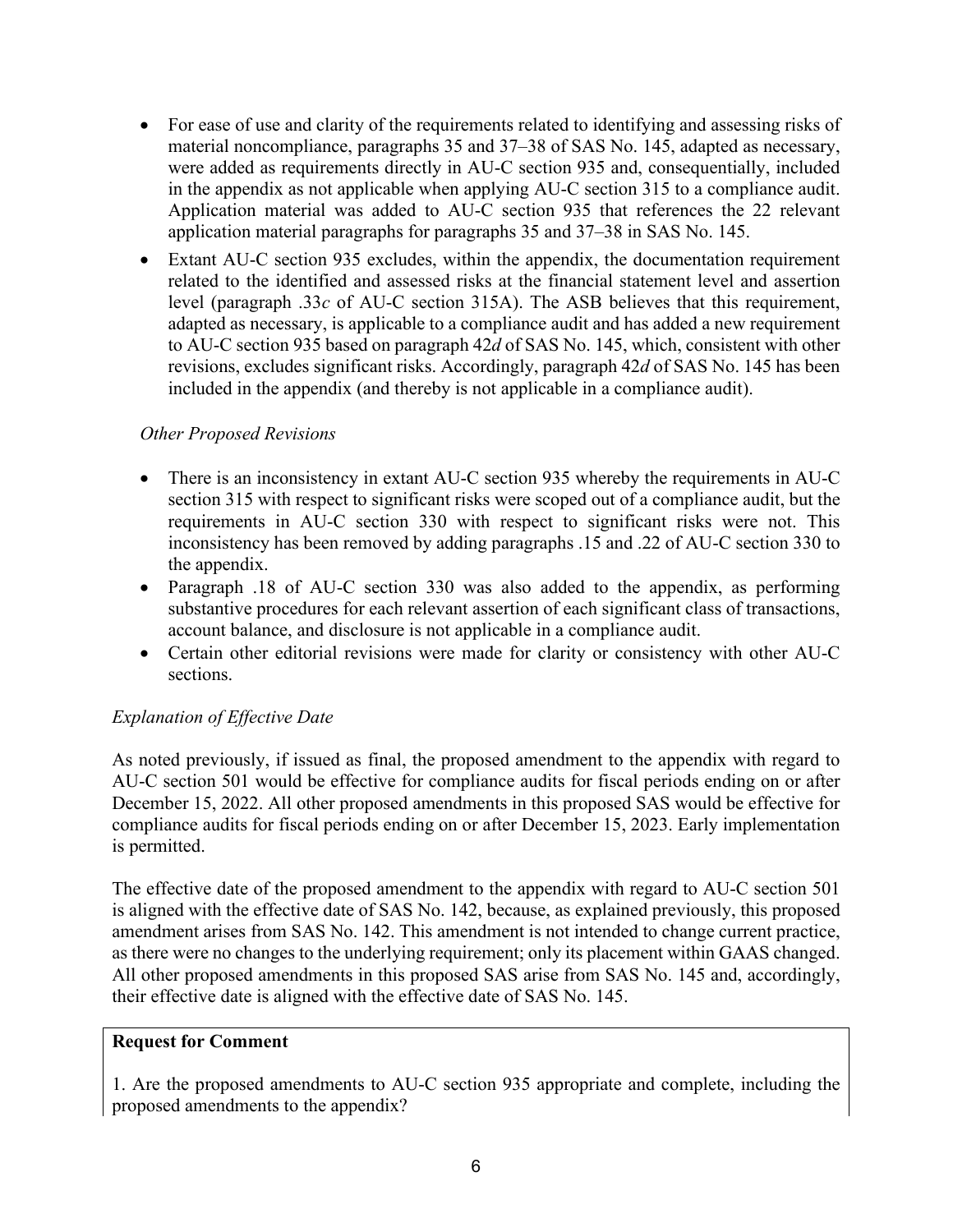- For ease of use and clarity of the requirements related to identifying and assessing risks of material noncompliance, paragraphs 35 and 37–38 of SAS No. 145, adapted as necessary, were added as requirements directly in AU-C section 935 and, consequentially, included in the appendix as not applicable when applying AU-C section 315 to a compliance audit. Application material was added to AU-C section 935 that references the 22 relevant application material paragraphs for paragraphs 35 and 37–38 in SAS No. 145.
- Extant AU-C section 935 excludes, within the appendix, the documentation requirement related to the identified and assessed risks at the financial statement level and assertion level (paragraph .33*c* of AU-C section 315A). The ASB believes that this requirement, adapted as necessary, is applicable to a compliance audit and has added a new requirement to AU-C section 935 based on paragraph 42*d* of SAS No. 145, which, consistent with other revisions, excludes significant risks. Accordingly, paragraph 42*d* of SAS No. 145 has been included in the appendix (and thereby is not applicable in a compliance audit).

*Other Proposed Revisions*

- There is an inconsistency in extant AU-C section 935 whereby the requirements in AU-C section 315 with respect to significant risks were scoped out of a compliance audit, but the requirements in AU-C section 330 with respect to significant risks were not. This inconsistency has been removed by adding paragraphs .15 and .22 of AU-C section 330 to the appendix.
- Paragraph .18 of AU-C section 330 was also added to the appendix, as performing substantive procedures for each relevant assertion of each significant class of transactions, account balance, and disclosure is not applicable in a compliance audit.
- Certain other editorial revisions were made for clarity or consistency with other AU-C sections.

*Explanation of Effective Date*

As noted previously, if issued as final, the proposed amendment to the appendix with regard to AU-C section 501 would be effective for compliance audits for fiscal periods ending on or after December 15, 2022. All other proposed amendments in this proposed SAS would be effective for compliance audits for fiscal periods ending on or after December 15, 2023. Early implementation is permitted.

The effective date of the proposed amendment to the appendix with regard to AU-C section 501 is aligned with the effective date of SAS No. 142, because, as explained previously, this proposed amendment arises from SAS No. 142. This amendment is not intended to change current practice, as there were no changes to the underlying requirement; only its placement within GAAS changed. All other proposed amendments in this proposed SAS arise from SAS No. 145 and, accordingly, their effective date is aligned with the effective date of SAS No. 145.

**Request for Comment**

1. Are the proposed amendments to AU-C section 935 appropriate and complete, including the proposed amendments to the appendix?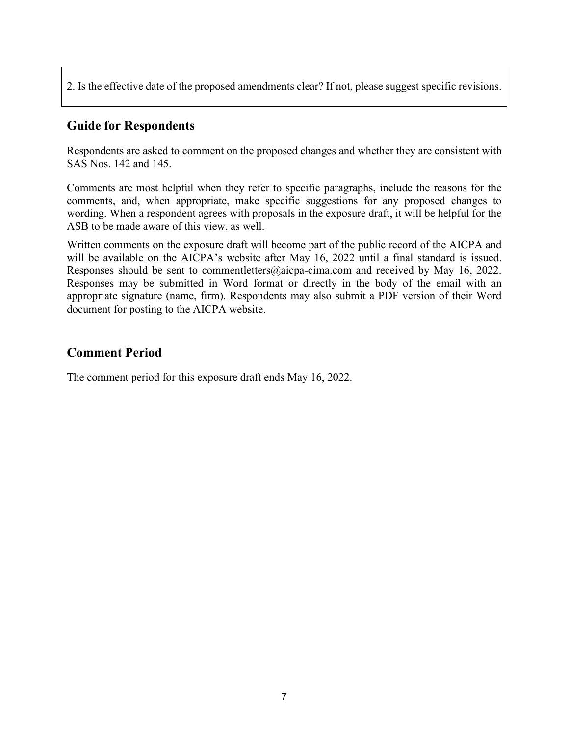2. Is the effective date of the proposed amendments clear? If not, please suggest specific revisions.

## Guide for Respondents

Respondents are asked to comment on the proposed changes and whether they are consistent with SAS Nos. 142 and 145.

Comments are most helpful when they refer to specific paragraphs, include the reasons for the comments, and, when appropriate, make specific suggestions for any proposed changes to wording. When a respondent agrees with proposals in the exposure draft, it will be helpful for the ASB to be made aware of this view, as well.

Written comments on the exposure draft will become part of the public record of the AICPA and will be available on the AICPA's website after May 16, 2022 until a final standard is issued. Responses should be sent to commentletters@aicpa-cima.com and received by May 16, 2022. Responses may be submitted in Word format or directly in the body of the email with an appropriate signature (name, firm). Respondents may also submit a PDF version of their Word document for posting to the AICPA website.

## Comment Period

The comment period for this exposure draft ends May 16, 2022.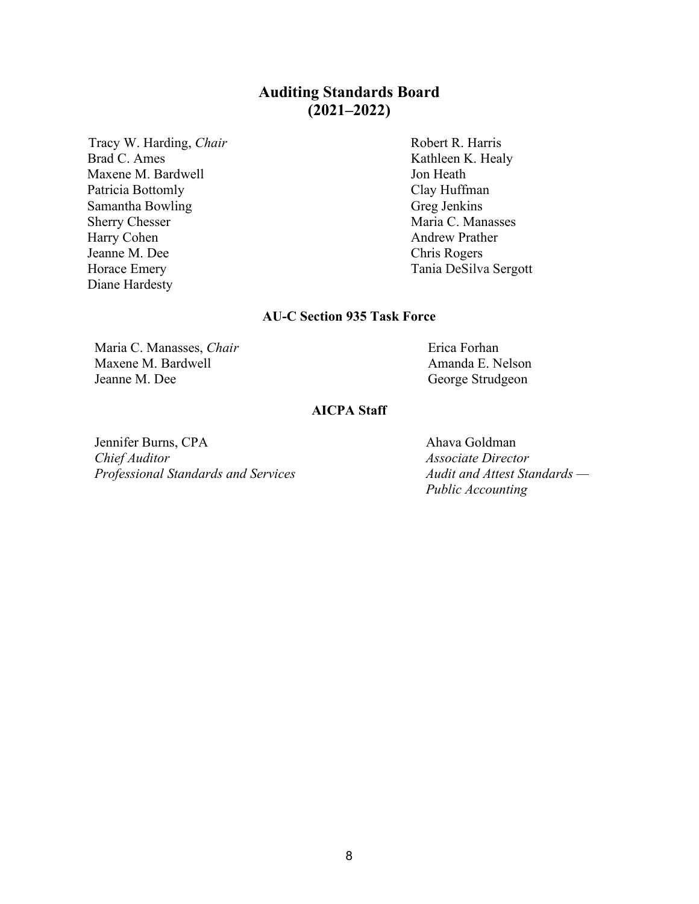## Auditing Standards Board (2021–2022)

Tracy W. Harding, *Chair*
Brad C. Ames
Maxene M. Bardwell
Patricia Bottomly
Samantha Bowling
Sherry Chesser
Harry Cohen
Jeanne M. Dee
Horace Emery
Diane Hardesty
Robert R. Harris
Kathleen K. Healy
Jon Heath
Clay Huffman
Greg Jenkins
Maria C. Manasses
Andrew Prather
Chris Rogers
Tania DeSilva Sergott

### AU-C Section 935 Task Force

Maria C. Manasses, *Chair*
Maxene M. Bardwell
Jeanne M. Dee
Erica Forhan
Amanda E. Nelson
George Strudgeon

### AICPA Staff

Jennifer Burns, CPA
*Chief Auditor*
*Professional Standards and Services*

Ahava Goldman
*Associate Director*
*Audit and Attest Standards — Public Accounting*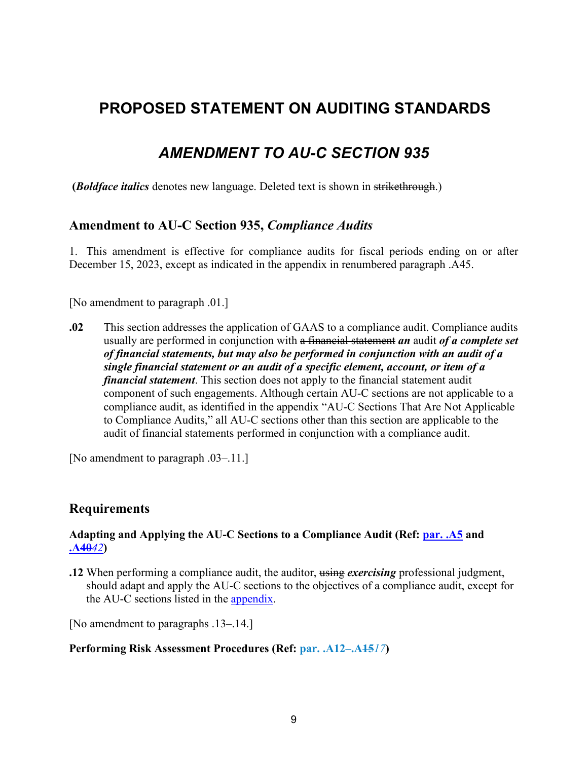# PROPOSED STATEMENT ON AUDITING STANDARDS

## *AMENDMENT TO AU-C SECTION 935*

(***Boldface italics*** denotes new language. Deleted text is shown in ~~strikethrough~~.)

### Amendment to AU-C Section 935, *Compliance Audits*

1. This amendment is effective for compliance audits for fiscal periods ending on or after December 15, 2023, except as indicated in the appendix in renumbered paragraph .A45.

[No amendment to paragraph .01.]

**.02** This section addresses the application of GAAS to a compliance audit. Compliance audits usually are performed in conjunction with ~~a financial statement~~ ***an*** audit ***of a complete set of financial statements, but may also be performed in conjunction with an audit of a single financial statement or an audit of a specific element, account, or item of a financial statement***. This section does not apply to the financial statement audit component of such engagements. Although certain AU-C sections are not applicable to a compliance audit, as identified in the appendix "AU-C Sections That Are Not Applicable to Compliance Audits," all AU-C sections other than this section are applicable to the audit of financial statements performed in conjunction with a compliance audit.

[No amendment to paragraph .03–.11.]

### Requirements

**Adapting and Applying the AU-C Sections to a Compliance Audit (Ref: par. .A5 and .A~~40~~*42*)**

**.12** When performing a compliance audit, the auditor, ~~using~~ ***exercising*** professional judgment, should adapt and apply the AU-C sections to the objectives of a compliance audit, except for the AU-C sections listed in the appendix.

[No amendment to paragraphs .13–.14.]

**Performing Risk Assessment Procedures (Ref: par. .A12–.A~~15~~*17*)**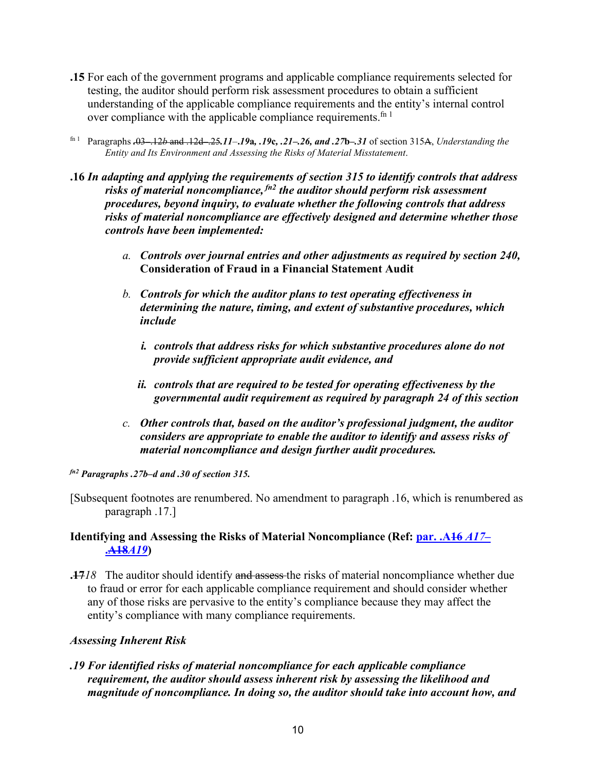**.15** For each of the government programs and applicable compliance requirements selected for testing, the auditor should perform risk assessment procedures to obtain a sufficient understanding of the applicable compliance requirements and the entity's internal control over compliance with the applicable compliance requirements.[fn 1]

[fn 1] Paragraphs ~~.03–.12*b* and .12d–.25~~*.11–.19***a***, .19***c***, .21–.26, and .27***b***–.31* of section 315~~A~~, *Understanding the Entity and Its Environment and Assessing the Risks of Material Misstatement*.

***.16 In adapting and applying the requirements of section 315 to identify controls that address risks of material noncompliance,[fn2] the auditor should perform risk assessment procedures, beyond inquiry, to evaluate whether the following controls that address risks of material noncompliance are effectively designed and determine whether those controls have been implemented:***

*a.* ***Controls over journal entries and other adjustments as required by section 240,*** **Consideration of Fraud in a Financial Statement Audit**

*b.* ***Controls for which the auditor plans to test operating effectiveness in determining the nature, timing, and extent of substantive procedures, which include***

***i. controls that address risks for which substantive procedures alone do not provide sufficient appropriate audit evidence, and***

***ii. controls that are required to be tested for operating effectiveness by the governmental audit requirement as required by paragraph 24 of this section***

*c.* ***Other controls that, based on the auditor's professional judgment, the auditor considers are appropriate to enable the auditor to identify and assess risks of material noncompliance and design further audit procedures.***

***[fn2] Paragraphs .27b–d and .30 of section 315.***

[Subsequent footnotes are renumbered. No amendment to paragraph .16, which is renumbered as paragraph .17.]

## Identifying and Assessing the Risks of Material Noncompliance (Ref: par. .A~~16~~ *A17*–.~~A18~~*A19*)

**.~~17~~***18* The auditor should identify ~~and assess~~ the risks of material noncompliance whether due to fraud or error for each applicable compliance requirement and should consider whether any of those risks are pervasive to the entity's compliance because they may affect the entity's compliance with many compliance requirements.

### *Assessing Inherent Risk*

***.19 For identified risks of material noncompliance for each applicable compliance requirement, the auditor should assess inherent risk by assessing the likelihood and magnitude of noncompliance. In doing so, the auditor should take into account how, and***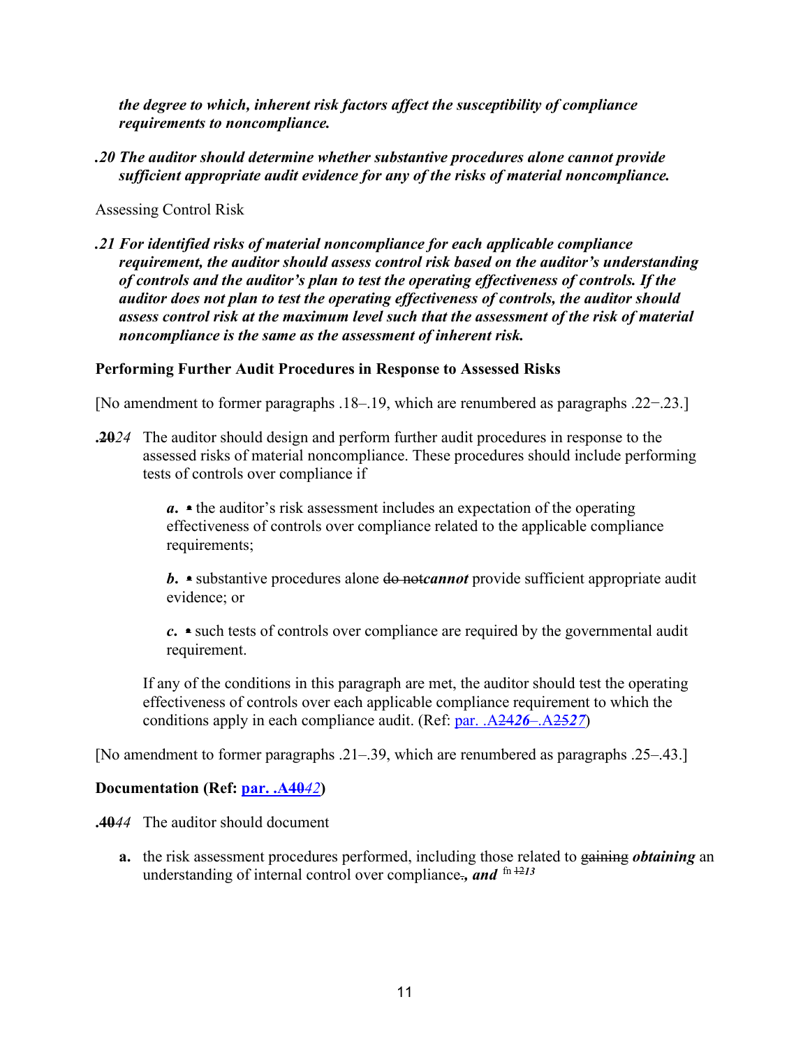***the degree to which, inherent risk factors affect the susceptibility of compliance requirements to noncompliance.***

***.20 The auditor should determine whether substantive procedures alone cannot provide sufficient appropriate audit evidence for any of the risks of material noncompliance.***

Assessing Control Risk

***.21 For identified risks of material noncompliance for each applicable compliance requirement, the auditor should assess control risk based on the auditor's understanding of controls and the auditor's plan to test the operating effectiveness of controls. If the auditor does not plan to test the operating effectiveness of controls, the auditor should assess control risk at the maximum level such that the assessment of the risk of material noncompliance is the same as the assessment of inherent risk.***

**Performing Further Audit Procedures in Response to Assessed Risks**

[No amendment to former paragraphs .18–.19, which are renumbered as paragraphs .22−.23.]

**.~~20~~***24* The auditor should design and perform further audit procedures in response to the assessed risks of material noncompliance. These procedures should include performing tests of controls over compliance if

***a.*** ~~•~~ the auditor's risk assessment includes an expectation of the operating effectiveness of controls over compliance related to the applicable compliance requirements;

***b.*** ~~•~~ substantive procedures alone ~~do not~~***cannot*** provide sufficient appropriate audit evidence; or

***c.*** ~~•~~ such tests of controls over compliance are required by the governmental audit requirement.

If any of the conditions in this paragraph are met, the auditor should test the operating effectiveness of controls over each applicable compliance requirement to which the conditions apply in each compliance audit. (Ref: par. .A~~24~~***26***–.A~~25~~***27***)

[No amendment to former paragraphs .21–.39, which are renumbered as paragraphs .25–.43.]

**Documentation (Ref: par. .A~~40~~*42*)**

**.~~40~~***44* The auditor should document

**a.** the risk assessment procedures performed, including those related to ~~gaining~~ ***obtaining*** an understanding of internal control over compliance~~.~~***, and*** fn ~~12~~***13***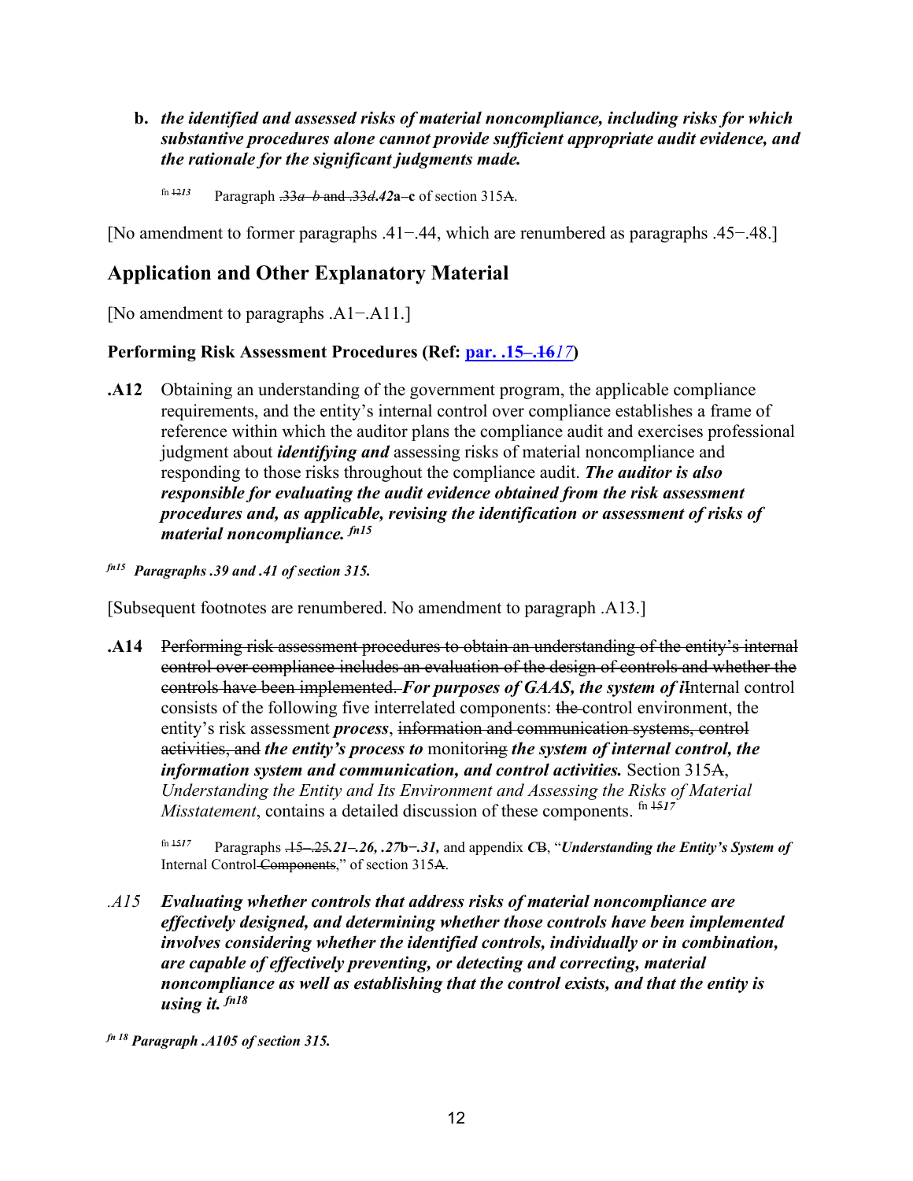**b.** ***the identified and assessed risks of material noncompliance, including risks for which substantive procedures alone cannot provide sufficient appropriate audit evidence, and the rationale for the significant judgments made.***

fn ~~12~~*13* Paragraph ~~.33*a–b* and .33*d*~~***.42*a–c** of section 315~~A~~.

[No amendment to former paragraphs .41−.44, which are renumbered as paragraphs .45−.48.]

## Application and Other Explanatory Material

[No amendment to paragraphs .A1−.A11.]

### Performing Risk Assessment Procedures (Ref: par. .15–.~~16~~*17*)

**.A12** Obtaining an understanding of the government program, the applicable compliance requirements, and the entity's internal control over compliance establishes a frame of reference within which the auditor plans the compliance audit and exercises professional judgment about ***identifying and*** assessing risks of material noncompliance and responding to those risks throughout the compliance audit. ***The auditor is also responsible for evaluating the audit evidence obtained from the risk assessment procedures and, as applicable, revising the identification or assessment of risks of material noncompliance.*** *fn15*

***fn15 Paragraphs .39 and .41 of section 315.***

[Subsequent footnotes are renumbered. No amendment to paragraph .A13.]

**.A14** ~~Performing risk assessment procedures to obtain an understanding of the entity's internal control over compliance includes an evaluation of the design of controls and whether the controls have been implemented.~~ ***For purposes of GAAS, the system of i***~~I~~nternal control consists of the following five interrelated components: ~~the~~ control environment, the entity's risk assessment ***process***, ~~information and communication systems, control activities, and~~ ***the entity's process to*** monitor~~ing~~ ***the system of internal control, the information system and communication, and control activities.*** Section 315~~A~~, *Understanding the Entity and Its Environment and Assessing the Risks of Material Misstatement*, contains a detailed discussion of these components. fn ~~15~~*17*

fn ~~15~~*17* Paragraphs ~~.15–.25~~***.21–.26, .27*b–.31,*** and appendix ***C***~~B~~, "***Understanding the Entity's System of*** Internal Control ~~Components~~," of section 315~~A~~.

*.A15* ***Evaluating whether controls that address risks of material noncompliance are effectively designed, and determining whether those controls have been implemented involves considering whether the identified controls, individually or in combination, are capable of effectively preventing, or detecting and correcting, material noncompliance as well as establishing that the control exists, and that the entity is using it.*** *fn18*

***fn 18 Paragraph .A105 of section 315.***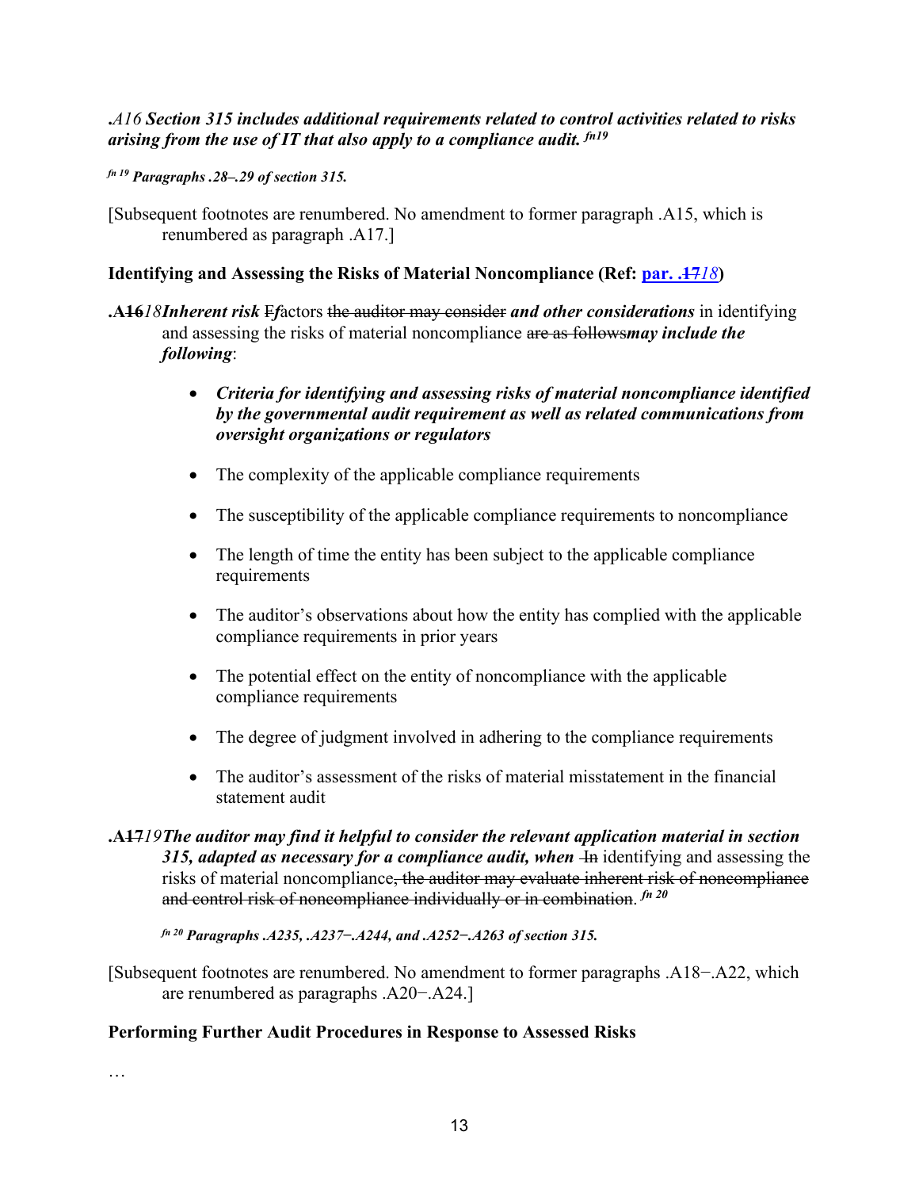*.A16* ***Section 315 includes additional requirements related to control activities related to risks arising from the use of IT that also apply to a compliance audit.*** *fn19*

*fn 19* ***Paragraphs .28–.29 of section 315.***

[Subsequent footnotes are renumbered. No amendment to former paragraph .A15, which is renumbered as paragraph .A17.]

**Identifying and Assessing the Risks of Material Noncompliance (Ref: par. .~~17~~*18*)**

**.A~~16~~***18* ***Inherent risk*** ~~F~~***f***actors ~~the auditor may consider~~ ***and other considerations*** in identifying and assessing the risks of material noncompliance ~~are as follows~~***may include the following***:

- ***Criteria for identifying and assessing risks of material noncompliance identified by the governmental audit requirement as well as related communications from oversight organizations or regulators***
- The complexity of the applicable compliance requirements
- The susceptibility of the applicable compliance requirements to noncompliance
- The length of time the entity has been subject to the applicable compliance requirements
- The auditor's observations about how the entity has complied with the applicable compliance requirements in prior years
- The potential effect on the entity of noncompliance with the applicable compliance requirements
- The degree of judgment involved in adhering to the compliance requirements
- The auditor's assessment of the risks of material misstatement in the financial statement audit

**.A~~17~~***19* ***The auditor may find it helpful to consider the relevant application material in section 315, adapted as necessary for a compliance audit, when*** ~~In~~ identifying and assessing the risks of material noncompliance~~, the auditor may evaluate inherent risk of noncompliance and control risk of noncompliance individually or in combination~~. *fn 20*

*fn 20* ***Paragraphs .A235, .A237−.A244, and .A252−.A263 of section 315.***

[Subsequent footnotes are renumbered. No amendment to former paragraphs .A18−.A22, which are renumbered as paragraphs .A20−.A24.]

**Performing Further Audit Procedures in Response to Assessed Risks**

…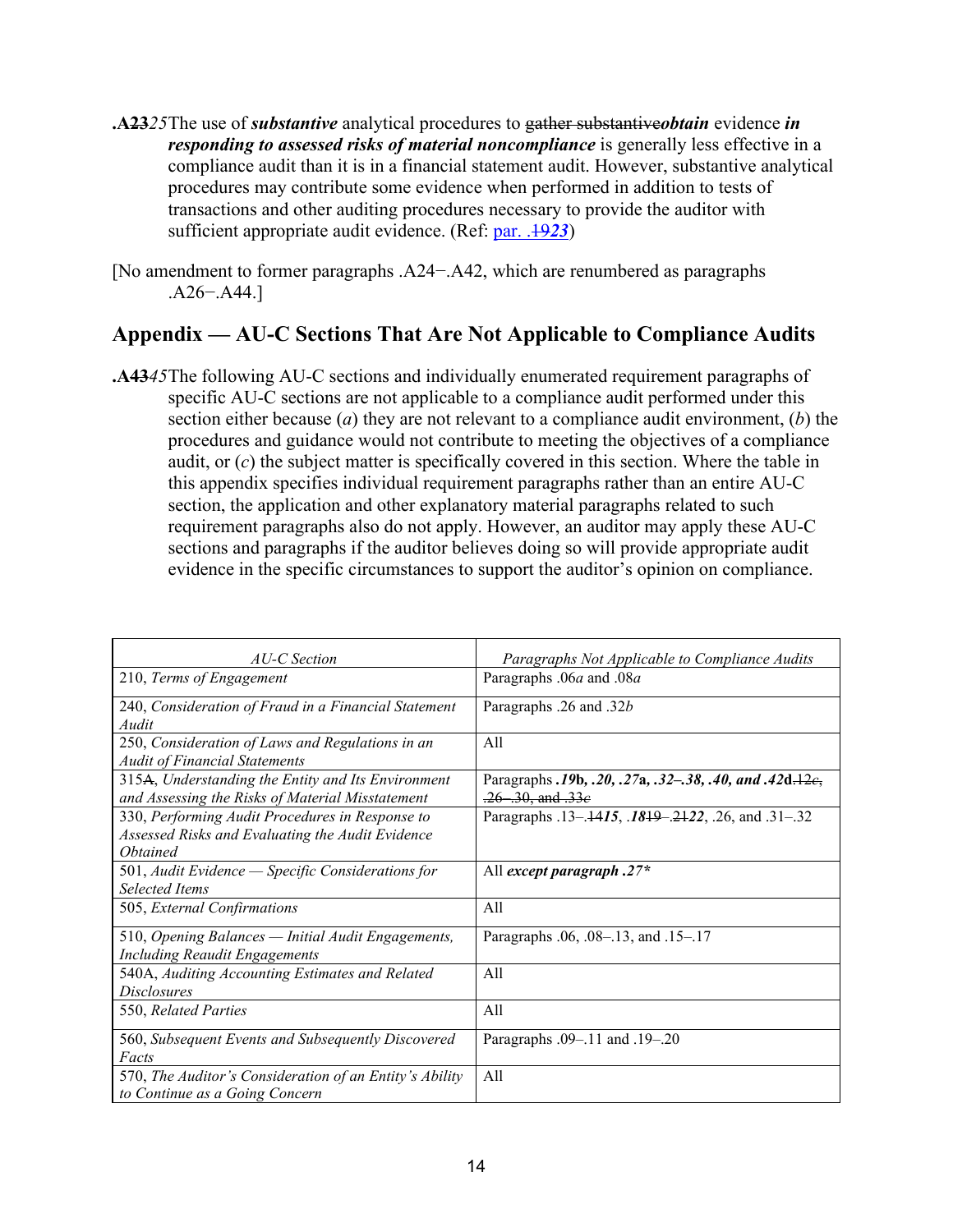**.A~~23~~*25*** The use of ***substantive*** analytical procedures to ~~gather substantive~~***obtain*** evidence ***in responding to assessed risks of material noncompliance*** is generally less effective in a compliance audit than it is in a financial statement audit. However, substantive analytical procedures may contribute some evidence when performed in addition to tests of transactions and other auditing procedures necessary to provide the auditor with sufficient appropriate audit evidence. (Ref: par. .~~19~~***23***)

[No amendment to former paragraphs .A24−.A42, which are renumbered as paragraphs .A26−.A44.]

## Appendix — AU-C Sections That Are Not Applicable to Compliance Audits

**.A~~43~~*45*** The following AU-C sections and individually enumerated requirement paragraphs of specific AU-C sections are not applicable to a compliance audit performed under this section either because (*a*) they are not relevant to a compliance audit environment, (*b*) the procedures and guidance would not contribute to meeting the objectives of a compliance audit, or (*c*) the subject matter is specifically covered in this section. Where the table in this appendix specifies individual requirement paragraphs rather than an entire AU-C section, the application and other explanatory material paragraphs related to such requirement paragraphs also do not apply. However, an auditor may apply these AU-C sections and paragraphs if the auditor believes doing so will provide appropriate audit evidence in the specific circumstances to support the auditor's opinion on compliance.

| *AU-C Section* | *Paragraphs Not Applicable to Compliance Audits* |
|---|---|
| 210, *Terms of Engagement* | Paragraphs .06*a* and .08*a* |
| 240, *Consideration of Fraud in a Financial Statement Audit* | Paragraphs .26 and .32*b* |
| 250, *Consideration of Laws and Regulations in an Audit of Financial Statements* | All |
| 315~~A~~, *Understanding the Entity and Its Environment and Assessing the Risks of Material Misstatement* | Paragraphs ***.19*b*, .20, .27*a*, .32–.38, .40, and .42*d***~~.12*c*, .26–.30, and .33*c*~~ |
| 330, *Performing Audit Procedures in Response to Assessed Risks and Evaluating the Audit Evidence Obtained* | Paragraphs .13–.~~14~~***15***, .***18***~~19~~–.~~21~~***22***, .26, and .31–.32 |
| 501, *Audit Evidence — Specific Considerations for Selected Items* | All ***except paragraph .27**** |
| 505, *External Confirmations* | All |
| 510, *Opening Balances — Initial Audit Engagements, Including Reaudit Engagements* | Paragraphs .06, .08–.13, and .15–.17 |
| 540A, *Auditing Accounting Estimates and Related Disclosures* | All |
| 550, *Related Parties* | All |
| 560, *Subsequent Events and Subsequently Discovered Facts* | Paragraphs .09–.11 and .19–.20 |
| 570, *The Auditor's Consideration of an Entity's Ability to Continue as a Going Concern* | All |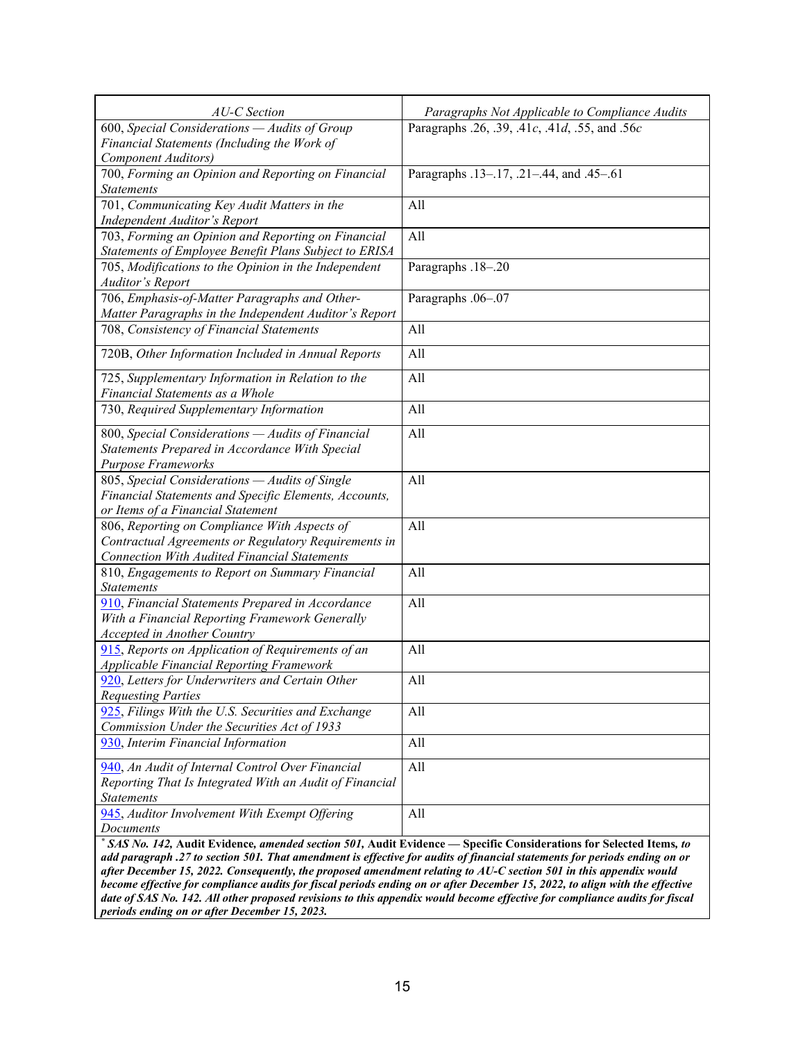| *AU-C Section* | *Paragraphs Not Applicable to Compliance Audits* |
|---|---|
| 600, *Special Considerations — Audits of Group Financial Statements (Including the Work of Component Auditors)* | Paragraphs .26, .39, .41*c*, .41*d*, .55, and .56*c* |
| 700, *Forming an Opinion and Reporting on Financial Statements* | Paragraphs .13–.17, .21–.44, and .45–.61 |
| 701, *Communicating Key Audit Matters in the Independent Auditor's Report* | All |
| 703, *Forming an Opinion and Reporting on Financial Statements of Employee Benefit Plans Subject to ERISA* | All |
| 705, *Modifications to the Opinion in the Independent Auditor's Report* | Paragraphs .18–.20 |
| 706, *Emphasis-of-Matter Paragraphs and Other-Matter Paragraphs in the Independent Auditor's Report* | Paragraphs .06–.07 |
| 708, *Consistency of Financial Statements* | All |
| 720B, *Other Information Included in Annual Reports* | All |
| 725, *Supplementary Information in Relation to the Financial Statements as a Whole* | All |
| 730, *Required Supplementary Information* | All |
| 800, *Special Considerations — Audits of Financial Statements Prepared in Accordance With Special Purpose Frameworks* | All |
| 805, *Special Considerations — Audits of Single Financial Statements and Specific Elements, Accounts, or Items of a Financial Statement* | All |
| 806, *Reporting on Compliance With Aspects of Contractual Agreements or Regulatory Requirements in Connection With Audited Financial Statements* | All |
| 810, *Engagements to Report on Summary Financial Statements* | All |
| 910, *Financial Statements Prepared in Accordance With a Financial Reporting Framework Generally Accepted in Another Country* | All |
| 915, *Reports on Application of Requirements of an Applicable Financial Reporting Framework* | All |
| 920, *Letters for Underwriters and Certain Other Requesting Parties* | All |
| 925, *Filings With the U.S. Securities and Exchange Commission Under the Securities Act of 1933* | All |
| 930, *Interim Financial Information* | All |
| 940, *An Audit of Internal Control Over Financial Reporting That Is Integrated With an Audit of Financial Statements* | All |
| 945, *Auditor Involvement With Exempt Offering Documents* | All |

\* ***SAS No. 142,* Audit Evidence, *amended section 501,* Audit Evidence — Specific Considerations for Selected Items, *to add paragraph .27 to section 501. That amendment is effective for audits of financial statements for periods ending on or after December 15, 2022. Consequently, the proposed amendment relating to AU-C section 501 in this appendix would become effective for compliance audits for fiscal periods ending on or after December 15, 2022, to align with the effective date of SAS No. 142. All other proposed revisions to this appendix would become effective for compliance audits for fiscal periods ending on or after December 15, 2023.***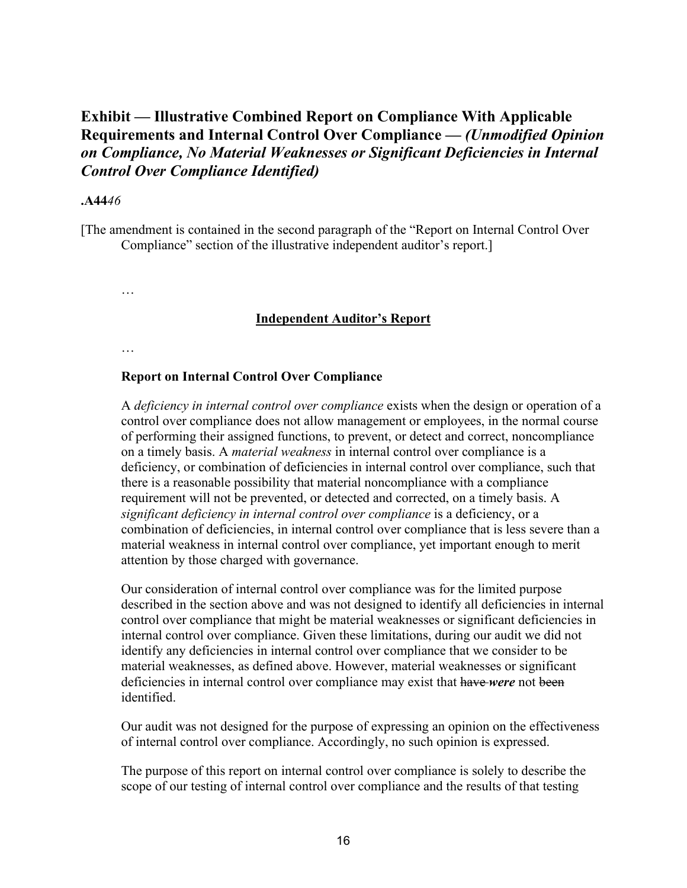## Exhibit — Illustrative Combined Report on Compliance With Applicable Requirements and Internal Control Over Compliance — *(Unmodified Opinion on Compliance, No Material Weaknesses or Significant Deficiencies in Internal Control Over Compliance Identified)*

**.A44***46*

[The amendment is contained in the second paragraph of the "Report on Internal Control Over Compliance" section of the illustrative independent auditor's report.]

…

**<u>Independent Auditor's Report</u>**

…

**Report on Internal Control Over Compliance**

A *deficiency in internal control over compliance* exists when the design or operation of a control over compliance does not allow management or employees, in the normal course of performing their assigned functions, to prevent, or detect and correct, noncompliance on a timely basis. A *material weakness* in internal control over compliance is a deficiency, or combination of deficiencies in internal control over compliance, such that there is a reasonable possibility that material noncompliance with a compliance requirement will not be prevented, or detected and corrected, on a timely basis. A *significant deficiency in internal control over compliance* is a deficiency, or a combination of deficiencies, in internal control over compliance that is less severe than a material weakness in internal control over compliance, yet important enough to merit attention by those charged with governance.

Our consideration of internal control over compliance was for the limited purpose described in the section above and was not designed to identify all deficiencies in internal control over compliance that might be material weaknesses or significant deficiencies in internal control over compliance. Given these limitations, during our audit we did not identify any deficiencies in internal control over compliance that we consider to be material weaknesses, as defined above. However, material weaknesses or significant deficiencies in internal control over compliance may exist that ~~have~~ ***were*** not ~~been~~ identified.

Our audit was not designed for the purpose of expressing an opinion on the effectiveness of internal control over compliance. Accordingly, no such opinion is expressed.

The purpose of this report on internal control over compliance is solely to describe the scope of our testing of internal control over compliance and the results of that testing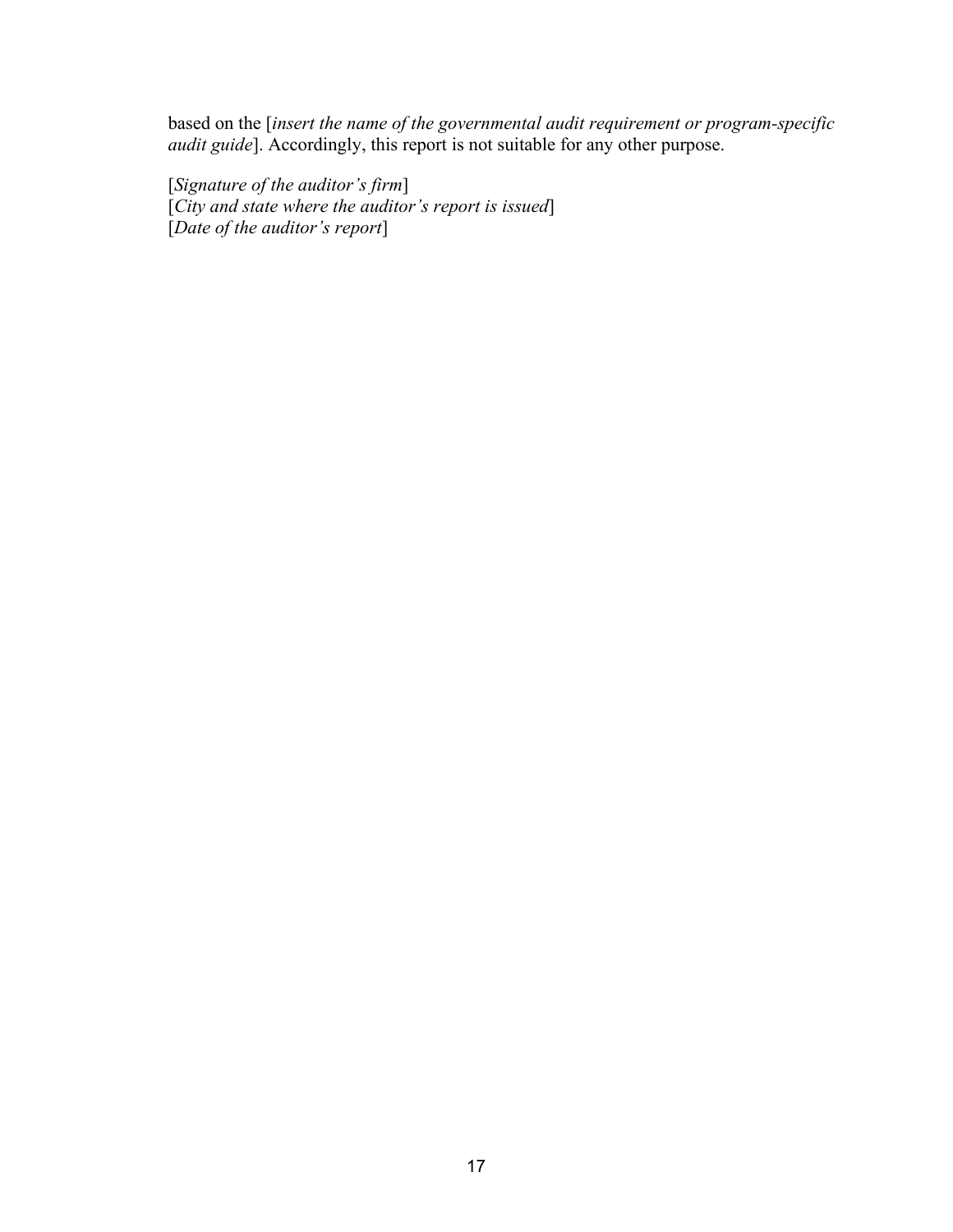based on the [*insert the name of the governmental audit requirement or program-specific audit guide*]. Accordingly, this report is not suitable for any other purpose.

[*Signature of the auditor's firm*]
[*City and state where the auditor's report is issued*]
[*Date of the auditor's report*]